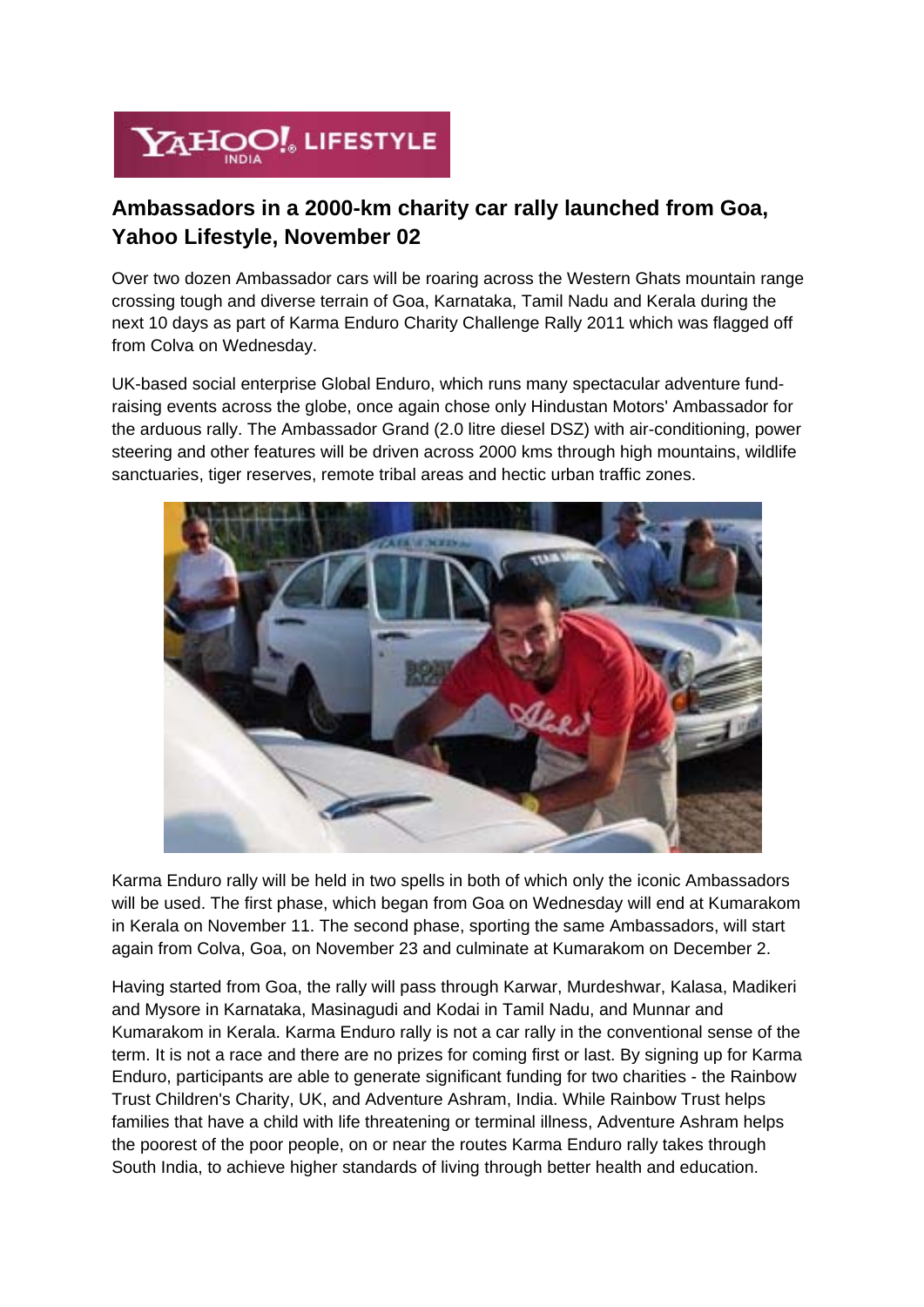YAHOO! INDIA LIFESTYLE

## Ambassadors in a 2000-km charity car rally launched from Goa, Yahoo Lifestyle, November 02

Over two dozen Ambassador cars will be roaring across the Western Ghats mountain range crossing tough and diverse terrain of Goa, Karnataka, Tamil Nadu and Kerala during the next 10 days as part of Karma Enduro Charity Challenge Rally 2011 which was flagged off from Colva on Wednesday.

UK-based social enterprise Global Enduro, which runs many spectacular adventure fund-raising events across the globe, once again chose only Hindustan Motors' Ambassador for the arduous rally. The Ambassador Grand (2.0 litre diesel DSZ) with air-conditioning, power steering and other features will be driven across 2000 kms through high mountains, wildlife sanctuaries, tiger reserves, remote tribal areas and hectic urban traffic zones.

Karma Enduro rally will be held in two spells in both of which only the iconic Ambassadors will be used. The first phase, which began from Goa on Wednesday will end at Kumarakom in Kerala on November 11. The second phase, sporting the same Ambassadors, will start again from Colva, Goa, on November 23 and culminate at Kumarakom on December 2.

Having started from Goa, the rally will pass through Karwar, Murdeshwar, Kalasa, Madikeri and Mysore in Karnataka, Masinagudi and Kodai in Tamil Nadu, and Munnar and Kumarakom in Kerala. Karma Enduro rally is not a car rally in the conventional sense of the term. It is not a race and there are no prizes for coming first or last. By signing up for Karma Enduro, participants are able to generate significant funding for two charities - the Rainbow Trust Children's Charity, UK, and Adventure Ashram, India. While Rainbow Trust helps families that have a child with life threatening or terminal illness, Adventure Ashram helps the poorest of the poor people, on or near the routes Karma Enduro rally takes through South India, to achieve higher standards of living through better health and education.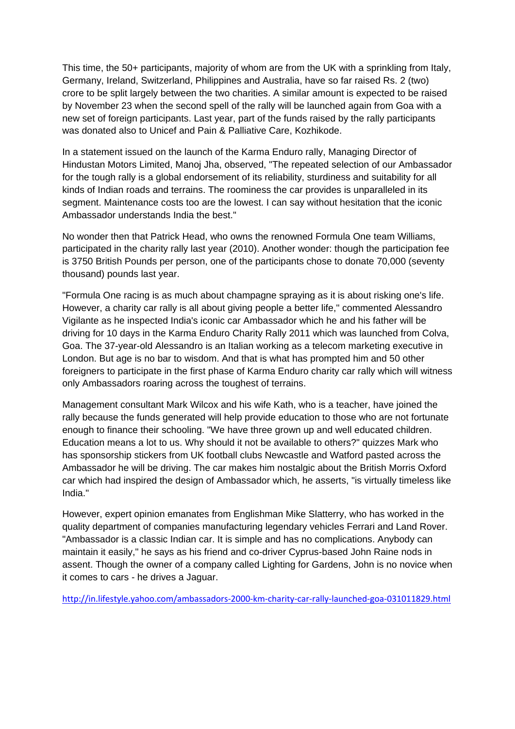This time, the 50+ participants, majority of whom are from the UK with a sprinkling from Italy, Germany, Ireland, Switzerland, Philippines and Australia, have so far raised Rs. 2 (two) crore to be split largely between the two charities. A similar amount is expected to be raised by November 23 when the second spell of the rally will be launched again from Goa with a new set of foreign participants. Last year, part of the funds raised by the rally participants was donated also to Unicef and Pain & Palliative Care, Kozhikode.

In a statement issued on the launch of the Karma Enduro rally, Managing Director of Hindustan Motors Limited, Manoj Jha, observed, "The repeated selection of our Ambassador for the tough rally is a global endorsement of its reliability, sturdiness and suitability for all kinds of Indian roads and terrains. The roominess the car provides is unparalleled in its segment. Maintenance costs too are the lowest. I can say without hesitation that the iconic Ambassador understands India the best."

No wonder then that Patrick Head, who owns the renowned Formula One team Williams, participated in the charity rally last year (2010). Another wonder: though the participation fee is 3750 British Pounds per person, one of the participants chose to donate 70,000 (seventy thousand) pounds last year.

"Formula One racing is as much about champagne spraying as it is about risking one's life. However, a charity car rally is all about giving people a better life," commented Alessandro Vigilante as he inspected India's iconic car Ambassador which he and his father will be driving for 10 days in the Karma Enduro Charity Rally 2011 which was launched from Colva, Goa. The 37-year-old Alessandro is an Italian working as a telecom marketing executive in London. But age is no bar to wisdom. And that is what has prompted him and 50 other foreigners to participate in the first phase of Karma Enduro charity car rally which will witness only Ambassadors roaring across the toughest of terrains.

Management consultant Mark Wilcox and his wife Kath, who is a teacher, have joined the rally because the funds generated will help provide education to those who are not fortunate enough to finance their schooling. "We have three grown up and well educated children. Education means a lot to us. Why should it not be available to others?" quizzes Mark who has sponsorship stickers from UK football clubs Newcastle and Watford pasted across the Ambassador he will be driving. The car makes him nostalgic about the British Morris Oxford car which had inspired the design of Ambassador which, he asserts, "is virtually timeless like India."

However, expert opinion emanates from Englishman Mike Slatterry, who has worked in the quality department of companies manufacturing legendary vehicles Ferrari and Land Rover. "Ambassador is a classic Indian car. It is simple and has no complications. Anybody can maintain it easily," he says as his friend and co-driver Cyprus-based John Raine nods in assent. Though the owner of a company called Lighting for Gardens, John is no novice when it comes to cars - he drives a Jaguar.

http://in.lifestyle.yahoo.com/ambassadors-2000-km-charity-car-rally-launched-goa-031011829.html